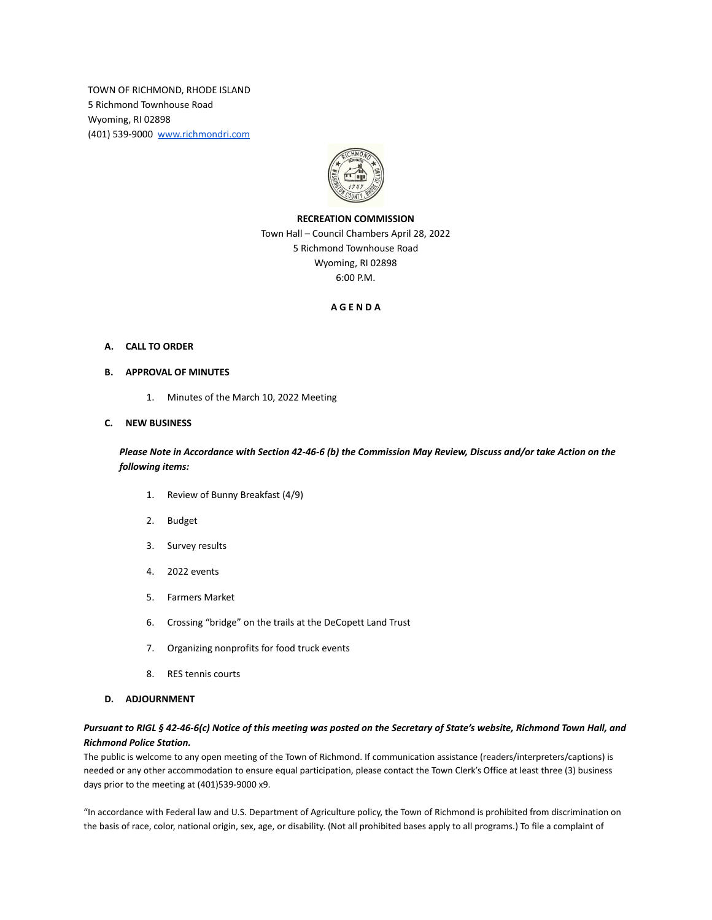TOWN OF RICHMOND, RHODE ISLAND
5 Richmond Townhouse Road
Wyoming, RI 02898
(401) 539-9000 [www.richmondri.com](http://www.richmondri.com)

**RECREATION COMMISSION**

Town Hall – Council Chambers April 28, 2022
5 Richmond Townhouse Road
Wyoming, RI 02898
6:00 P.M.

**A G E N D A**

**A. CALL TO ORDER**

**B. APPROVAL OF MINUTES**

1. Minutes of the March 10, 2022 Meeting

**C. NEW BUSINESS**

***Please Note in Accordance with Section 42-46-6 (b) the Commission May Review, Discuss and/or take Action on the following items:***

1. Review of Bunny Breakfast (4/9)
2. Budget
3. Survey results
4. 2022 events
5. Farmers Market
6. Crossing "bridge" on the trails at the DeCopett Land Trust
7. Organizing nonprofits for food truck events
8. RES tennis courts

**D. ADJOURNMENT**

***Pursuant to RIGL § 42-46-6(c) Notice of this meeting was posted on the Secretary of State's website, Richmond Town Hall, and Richmond Police Station.***

The public is welcome to any open meeting of the Town of Richmond. If communication assistance (readers/interpreters/captions) is needed or any other accommodation to ensure equal participation, please contact the Town Clerk's Office at least three (3) business days prior to the meeting at (401)539-9000 x9.

"In accordance with Federal law and U.S. Department of Agriculture policy, the Town of Richmond is prohibited from discrimination on the basis of race, color, national origin, sex, age, or disability. (Not all prohibited bases apply to all programs.) To file a complaint of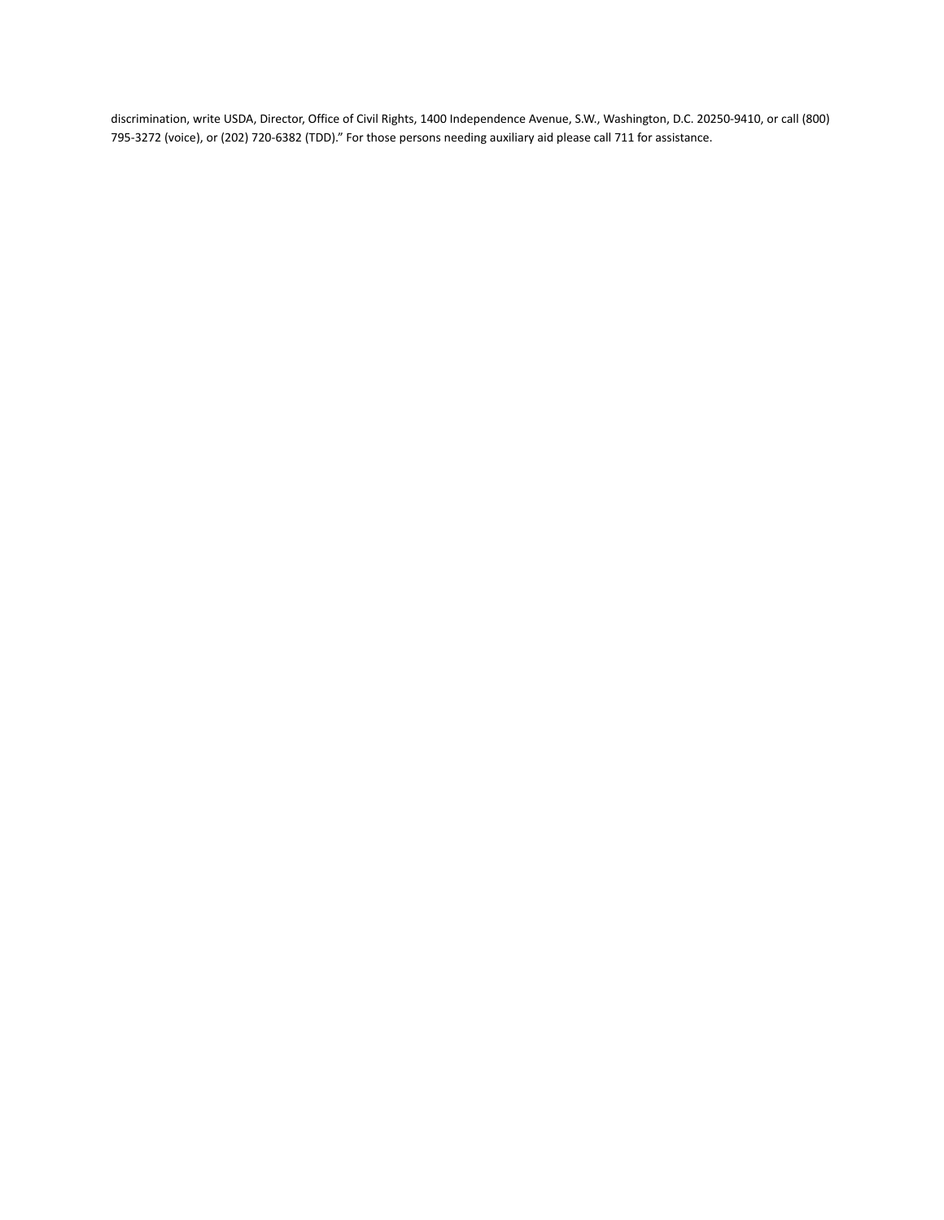discrimination, write USDA, Director, Office of Civil Rights, 1400 Independence Avenue, S.W., Washington, D.C. 20250-9410, or call (800) 795-3272 (voice), or (202) 720-6382 (TDD)." For those persons needing auxiliary aid please call 711 for assistance.